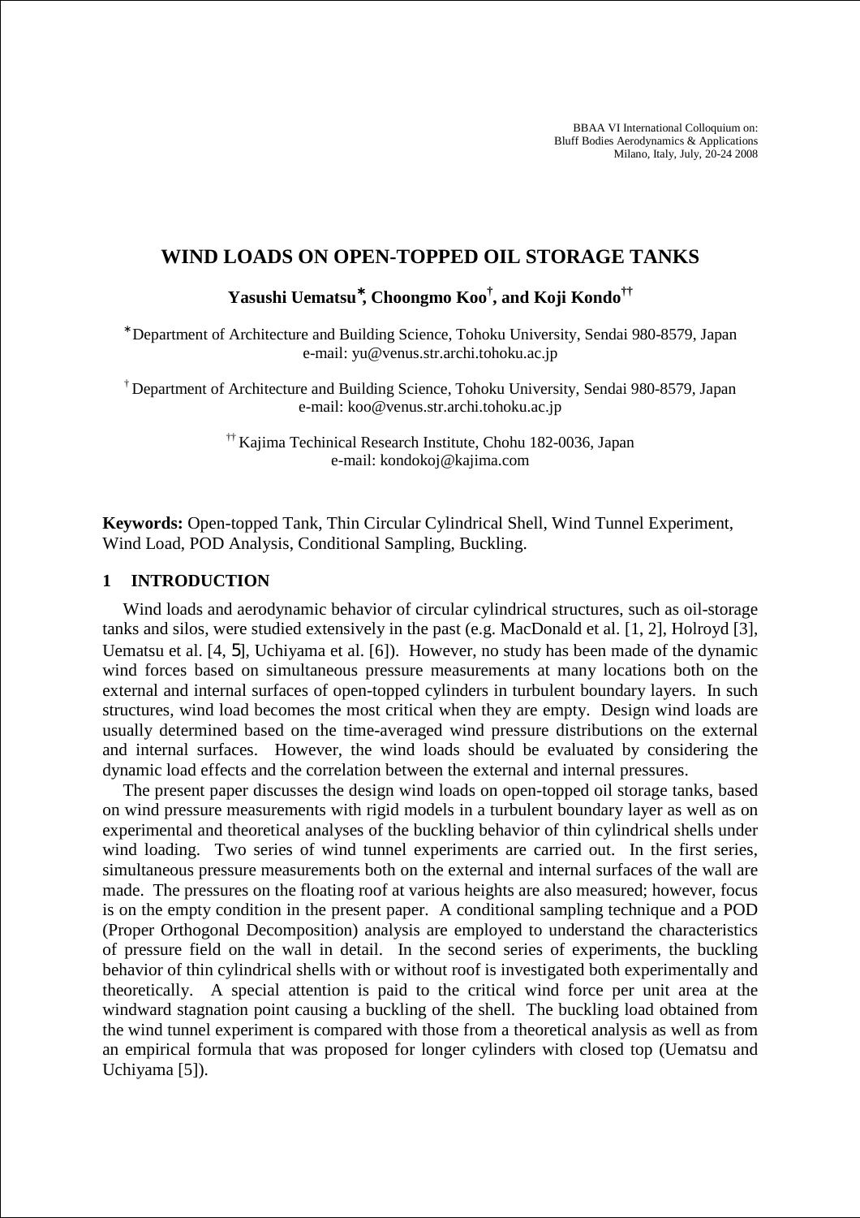BBAA VI International Colloquium on:
Bluff Bodies Aerodynamics & Applications
Milano, Italy, July, 20-24 2008

# WIND LOADS ON OPEN-TOPPED OIL STORAGE TANKS

**Yasushi Uematsu[*], Choongmo Koo[†], and Koji Kondo[††]**

[*] Department of Architecture and Building Science, Tohoku University, Sendai 980-8579, Japan
e-mail: yu@venus.str.archi.tohoku.ac.jp

[†] Department of Architecture and Building Science, Tohoku University, Sendai 980-8579, Japan
e-mail: koo@venus.str.archi.tohoku.ac.jp

[††] Kajima Techinical Research Institute, Chohu 182-0036, Japan
e-mail: kondokoj@kajima.com

**Keywords:** Open-topped Tank, Thin Circular Cylindrical Shell, Wind Tunnel Experiment, Wind Load, POD Analysis, Conditional Sampling, Buckling.

## 1 INTRODUCTION

Wind loads and aerodynamic behavior of circular cylindrical structures, such as oil-storage tanks and silos, were studied extensively in the past (e.g. MacDonald et al. [1, 2], Holroyd [3], Uematsu et al. [4, 5], Uchiyama et al. [6]). However, no study has been made of the dynamic wind forces based on simultaneous pressure measurements at many locations both on the external and internal surfaces of open-topped cylinders in turbulent boundary layers. In such structures, wind load becomes the most critical when they are empty. Design wind loads are usually determined based on the time-averaged wind pressure distributions on the external and internal surfaces. However, the wind loads should be evaluated by considering the dynamic load effects and the correlation between the external and internal pressures.

The present paper discusses the design wind loads on open-topped oil storage tanks, based on wind pressure measurements with rigid models in a turbulent boundary layer as well as on experimental and theoretical analyses of the buckling behavior of thin cylindrical shells under wind loading. Two series of wind tunnel experiments are carried out. In the first series, simultaneous pressure measurements both on the external and internal surfaces of the wall are made. The pressures on the floating roof at various heights are also measured; however, focus is on the empty condition in the present paper. A conditional sampling technique and a POD (Proper Orthogonal Decomposition) analysis are employed to understand the characteristics of pressure field on the wall in detail. In the second series of experiments, the buckling behavior of thin cylindrical shells with or without roof is investigated both experimentally and theoretically. A special attention is paid to the critical wind force per unit area at the windward stagnation point causing a buckling of the shell. The buckling load obtained from the wind tunnel experiment is compared with those from a theoretical analysis as well as from an empirical formula that was proposed for longer cylinders with closed top (Uematsu and Uchiyama [5]).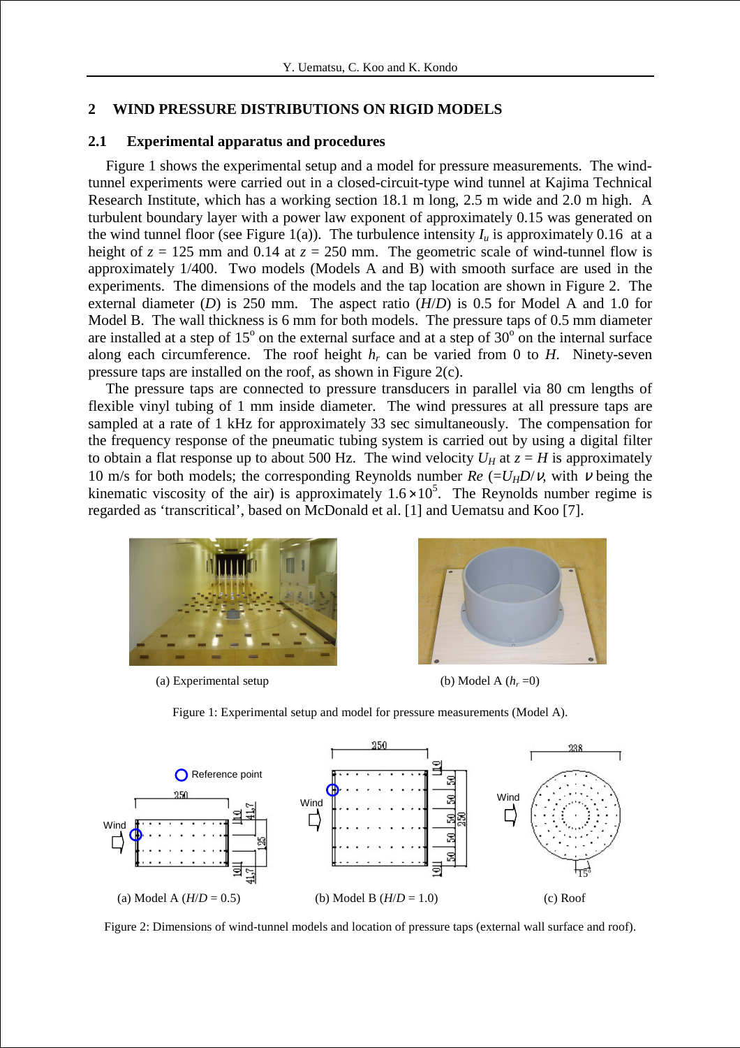## 2 WIND PRESSURE DISTRIBUTIONS ON RIGID MODELS

### 2.1 Experimental apparatus and procedures

Figure 1 shows the experimental setup and a model for pressure measurements. The wind-tunnel experiments were carried out in a closed-circuit-type wind tunnel at Kajima Technical Research Institute, which has a working section 18.1 m long, 2.5 m wide and 2.0 m high. A turbulent boundary layer with a power law exponent of approximately 0.15 was generated on the wind tunnel floor (see Figure 1(a)). The turbulence intensity $I_u$ is approximately 0.16 at a height of $z$ = 125 mm and 0.14 at $z$ = 250 mm. The geometric scale of wind-tunnel flow is approximately 1/400. Two models (Models A and B) with smooth surface are used in the experiments. The dimensions of the models and the tap location are shown in Figure 2. The external diameter ($D$) is 250 mm. The aspect ratio ($H/D$) is 0.5 for Model A and 1.0 for Model B. The wall thickness is 6 mm for both models. The pressure taps of 0.5 mm diameter are installed at a step of 15° on the external surface and at a step of 30° on the internal surface along each circumference. The roof height $h_r$ can be varied from 0 to $H$. Ninety-seven pressure taps are installed on the roof, as shown in Figure 2(c).

The pressure taps are connected to pressure transducers in parallel via 80 cm lengths of flexible vinyl tubing of 1 mm inside diameter. The wind pressures at all pressure taps are sampled at a rate of 1 kHz for approximately 33 sec simultaneously. The compensation for the frequency response of the pneumatic tubing system is carried out by using a digital filter to obtain a flat response up to about 500 Hz. The wind velocity $U_H$ at $z = H$ is approximately 10 m/s for both models; the corresponding Reynolds number $Re$ ($=U_H D/\nu$, with $\nu$ being the kinematic viscosity of the air) is approximately $1.6\times10^5$. The Reynolds number regime is regarded as 'transcritical', based on McDonald et al. [1] and Uematsu and Koo [7].

(a) Experimental setup

(b) Model A ($h_r$ =0)

Figure 1: Experimental setup and model for pressure measurements (Model A).

(a) Model A ($H/D$ = 0.5)

(b) Model B ($H/D$ = 1.0)

(c) Roof

Figure 2: Dimensions of wind-tunnel models and location of pressure taps (external wall surface and roof).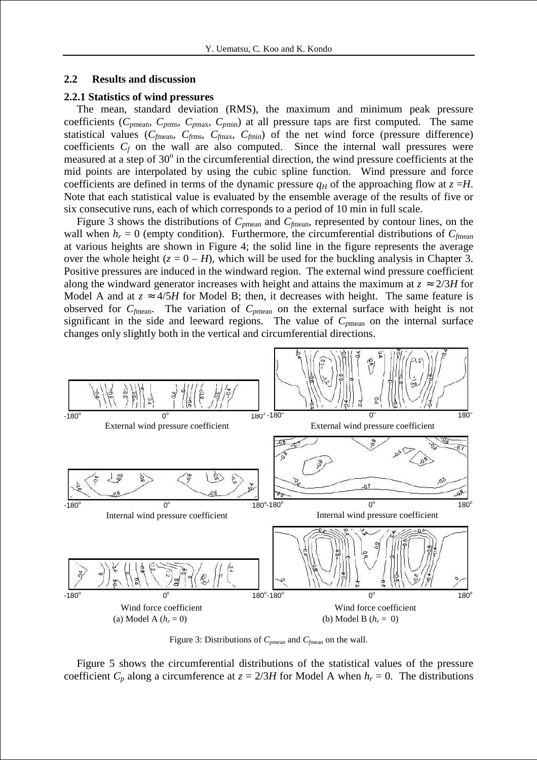## 2.2 Results and discussion

### 2.2.1 Statistics of wind pressures

The mean, standard deviation (RMS), the maximum and minimum peak pressure coefficients ($C_{p\text{mean}}$, $C_{p\text{rms}}$, $C_{p\text{max}}$, $C_{p\text{min}}$) at all pressure taps are first computed. The same statistical values ($C_{f\text{mean}}$, $C_{f\text{rms}}$, $C_{f\text{max}}$, $C_{f\text{min}}$) of the net wind force (pressure difference) coefficients $C_f$ on the wall are also computed. Since the internal wall pressures were measured at a step of 30° in the circumferential direction, the wind pressure coefficients at the mid points are interpolated by using the cubic spline function. Wind pressure and force coefficients are defined in terms of the dynamic pressure $q_H$ of the approaching flow at $z = H$. Note that each statistical value is evaluated by the ensemble average of the results of five or six consecutive runs, each of which corresponds to a period of 10 min in full scale.

Figure 3 shows the distributions of $C_{p\text{mean}}$ and $C_{f\text{mean}}$, represented by contour lines, on the wall when $h_r = 0$ (empty condition). Furthermore, the circumferential distributions of $C_{f\text{mean}}$ at various heights are shown in Figure 4; the solid line in the figure represents the average over the whole height ($z = 0 - H$), which will be used for the buckling analysis in Chapter 3. Positive pressures are induced in the windward region. The external wind pressure coefficient along the windward generator increases with height and attains the maximum at $z \approx 2/3H$ for Model A and at $z \approx 4/5H$ for Model B; then, it decreases with height. The same feature is observed for $C_{f\text{mean}}$. The variation of $C_{p\text{mean}}$ on the external surface with height is not significant in the side and leeward regions. The value of $C_{p\text{mean}}$ on the internal surface changes only slightly both in the vertical and circumferential directions.

External wind pressure coefficient / Internal wind pressure coefficient / Wind force coefficient

(a) Model A ($h_r = 0$)    (b) Model B ($h_r = 0$)

Figure 3: Distributions of $C_{p\text{mean}}$ and $C_{f\text{mean}}$ on the wall.

Figure 5 shows the circumferential distributions of the statistical values of the pressure coefficient $C_p$ along a circumference at $z = 2/3H$ for Model A when $h_r = 0$. The distributions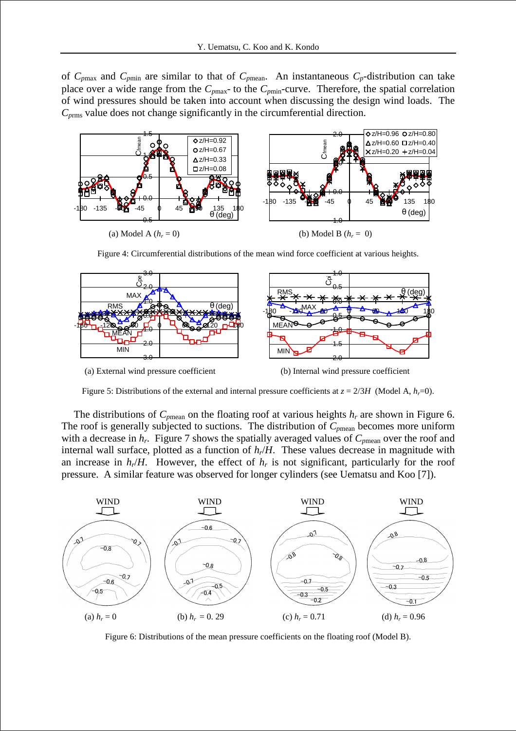of $C_{p\max}$ and $C_{p\min}$ are similar to that of $C_{p\text{mean}}$. An instantaneous $C_p$-distribution can take place over a wide range from the $C_{p\max}$- to the $C_{p\min}$-curve. Therefore, the spatial correlation of wind pressures should be taken into account when discussing the design wind loads. The $C_{p\text{rms}}$ value does not change significantly in the circumferential direction.

(a) Model A ($h_r = 0$)

(b) Model B ($h_r = 0$)

Figure 4: Circumferential distributions of the mean wind force coefficient at various heights.

(a) External wind pressure coefficient

(b) Internal wind pressure coefficient

Figure 5: Distributions of the external and internal pressure coefficients at $z = 2/3H$ (Model A, $h_r$=0).

The distributions of $C_{p\text{mean}}$ on the floating roof at various heights $h_r$ are shown in Figure 6. The roof is generally subjected to suctions. The distribution of $C_{p\text{mean}}$ becomes more uniform with a decrease in $h_r$. Figure 7 shows the spatially averaged values of $C_{p\text{mean}}$ over the roof and internal wall surface, plotted as a function of $h_r/H$. These values decrease in magnitude with an increase in $h_r/H$. However, the effect of $h_r$ is not significant, particularly for the roof pressure. A similar feature was observed for longer cylinders (see Uematsu and Koo [7]).

(a) $h_r = 0$

(b) $h_r = 0.29$

(c) $h_r = 0.71$

(d) $h_r = 0.96$

Figure 6: Distributions of the mean pressure coefficients on the floating roof (Model B).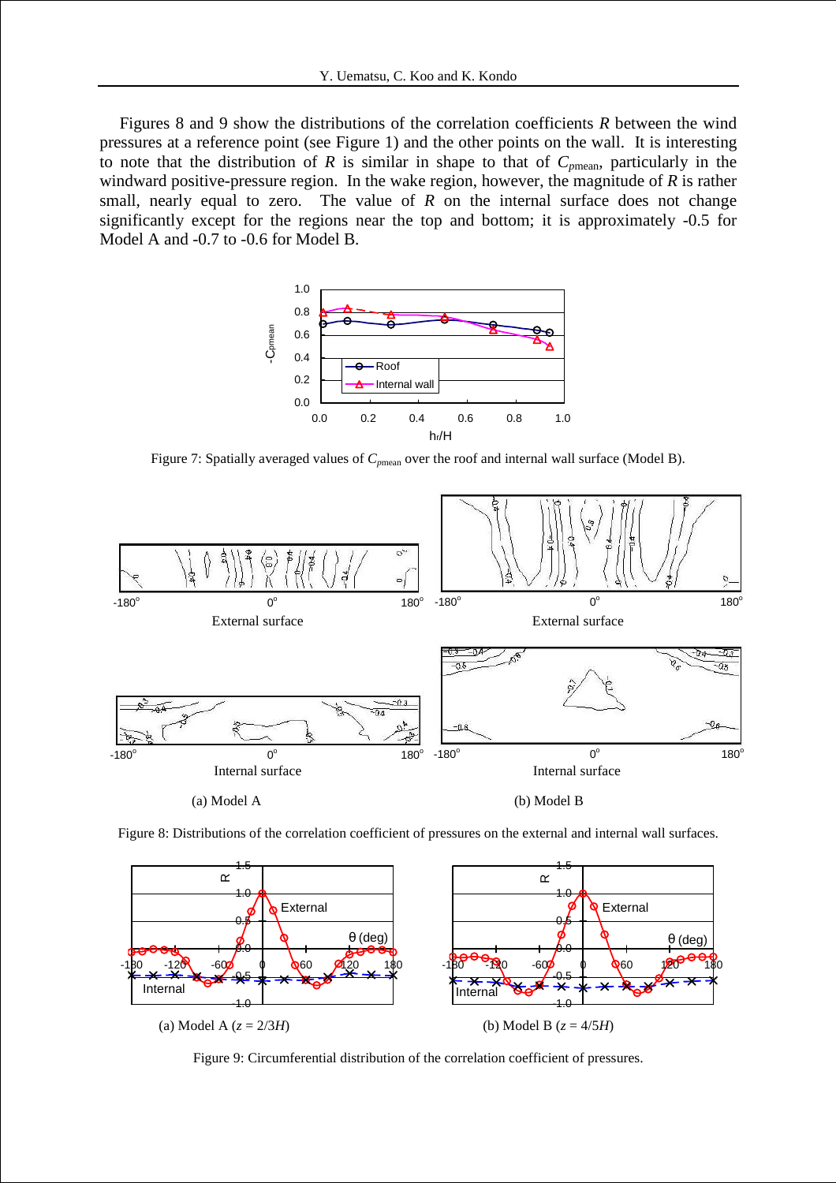Figures 8 and 9 show the distributions of the correlation coefficients $R$ between the wind pressures at a reference point (see Figure 1) and the other points on the wall. It is interesting to note that the distribution of $R$ is similar in shape to that of $C_{p\text{mean}}$, particularly in the windward positive-pressure region. In the wake region, however, the magnitude of $R$ is rather small, nearly equal to zero. The value of $R$ on the internal surface does not change significantly except for the regions near the top and bottom; it is approximately -0.5 for Model A and -0.7 to -0.6 for Model B.

Figure 7: Spatially averaged values of $C_{p\text{mean}}$ over the roof and internal wall surface (Model B).

(a) Model A

(b) Model B

Figure 8: Distributions of the correlation coefficient of pressures on the external and internal wall surfaces.

(a) Model A ($z$ = 2/3$H$)

(b) Model B ($z$ = 4/5$H$)

Figure 9: Circumferential distribution of the correlation coefficient of pressures.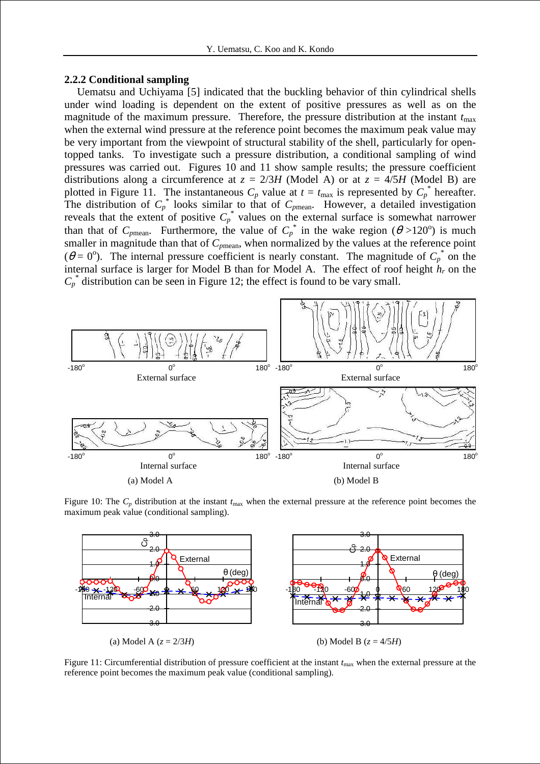### 2.2.2 Conditional sampling

Uematsu and Uchiyama [5] indicated that the buckling behavior of thin cylindrical shells under wind loading is dependent on the extent of positive pressures as well as on the magnitude of the maximum pressure. Therefore, the pressure distribution at the instant $t_{max}$ when the external wind pressure at the reference point becomes the maximum peak value may be very important from the viewpoint of structural stability of the shell, particularly for open-topped tanks. To investigate such a pressure distribution, a conditional sampling of wind pressures was carried out. Figures 10 and 11 show sample results; the pressure coefficient distributions along a circumference at $z = 2/3H$ (Model A) or at $z = 4/5H$ (Model B) are plotted in Figure 11. The instantaneous $C_p$ value at $t = t_{max}$ is represented by $C_p^*$ hereafter. The distribution of $C_p^*$ looks similar to that of $C_{pmean}$. However, a detailed investigation reveals that the extent of positive $C_p^*$ values on the external surface is somewhat narrower than that of $C_{pmean}$. Furthermore, the value of $C_p^*$ in the wake region ($\theta > 120^o$) is much smaller in magnitude than that of $C_{pmean}$, when normalized by the values at the reference point ($\theta = 0^o$). The internal pressure coefficient is nearly constant. The magnitude of $C_p^*$ on the internal surface is larger for Model B than for Model A. The effect of roof height $h_r$ on the $C_p^*$ distribution can be seen in Figure 12; the effect is found to be vary small.

Figure 10: The $C_p$ distribution at the instant $t_{max}$ when the external pressure at the reference point becomes the maximum peak value (conditional sampling).

Figure 11: Circumferential distribution of pressure coefficient at the instant $t_{max}$ when the external pressure at the reference point becomes the maximum peak value (conditional sampling).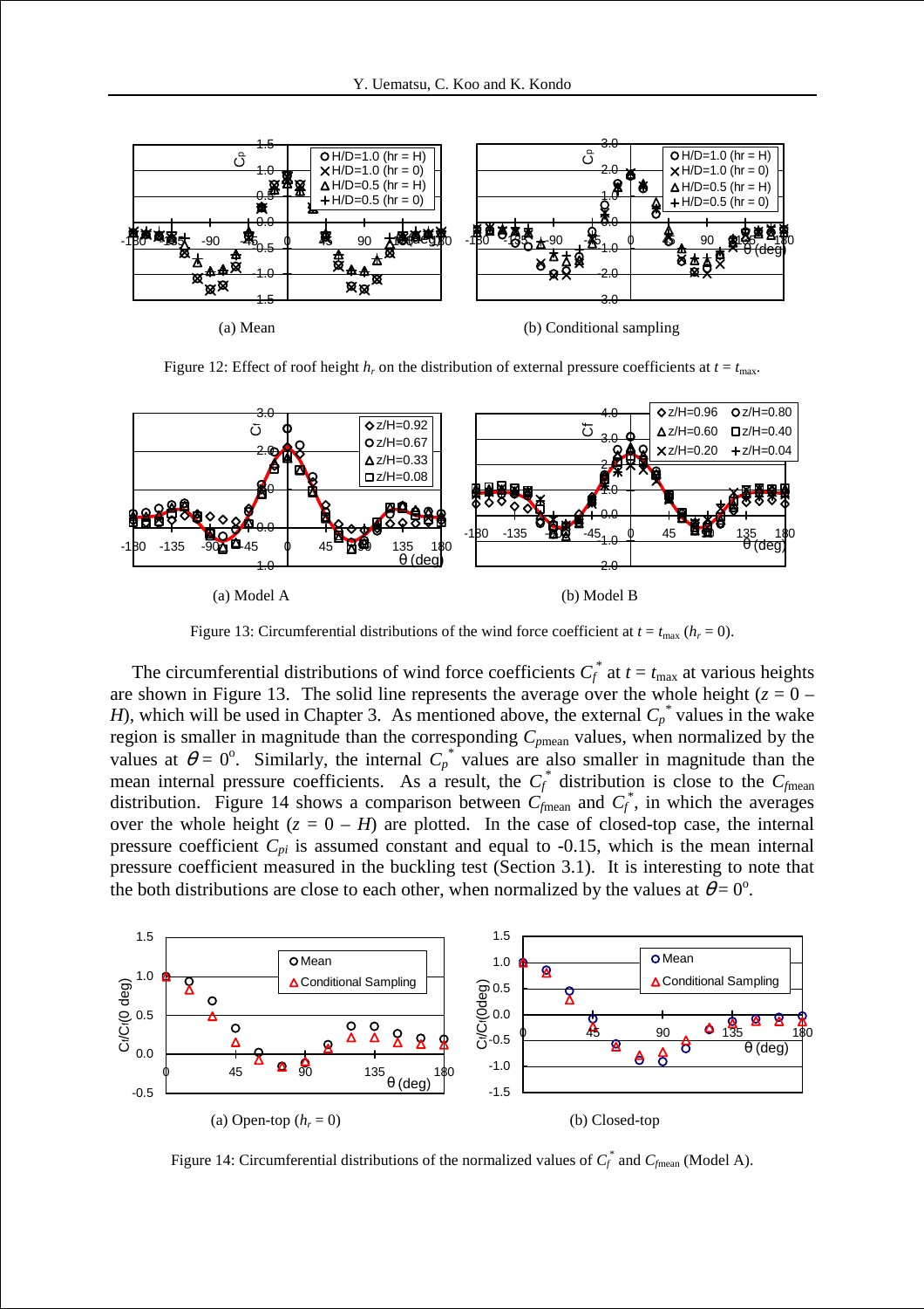Figure 12: Effect of roof height $h_r$ on the distribution of external pressure coefficients at $t = t_{\max}$.

(a) Mean

(b) Conditional sampling

Figure 13: Circumferential distributions of the wind force coefficient at $t = t_{\max}$ ($h_r = 0$).

(a) Model A

(b) Model B

The circumferential distributions of wind force coefficients $C_f^*$ at $t = t_{\max}$ at various heights are shown in Figure 13. The solid line represents the average over the whole height ($z = 0 – H$), which will be used in Chapter 3. As mentioned above, the external $C_p^*$ values in the wake region is smaller in magnitude than the corresponding $C_{p\mathrm{mean}}$ values, when normalized by the values at $\theta = 0^{\circ}$. Similarly, the internal $C_p^*$ values are also smaller in magnitude than the mean internal pressure coefficients. As a result, the $C_f^*$ distribution is close to the $C_{f\mathrm{mean}}$ distribution. Figure 14 shows a comparison between $C_{f\mathrm{mean}}$ and $C_f^*$, in which the averages over the whole height ($z = 0 – H$) are plotted. In the case of closed-top case, the internal pressure coefficient $C_{pi}$ is assumed constant and equal to -0.15, which is the mean internal pressure coefficient measured in the buckling test (Section 3.1). It is interesting to note that the both distributions are close to each other, when normalized by the values at $\theta = 0^{\circ}$.

Figure 14: Circumferential distributions of the normalized values of $C_f^*$ and $C_{f\mathrm{mean}}$ (Model A).

(a) Open-top ($h_r = 0$)

(b) Closed-top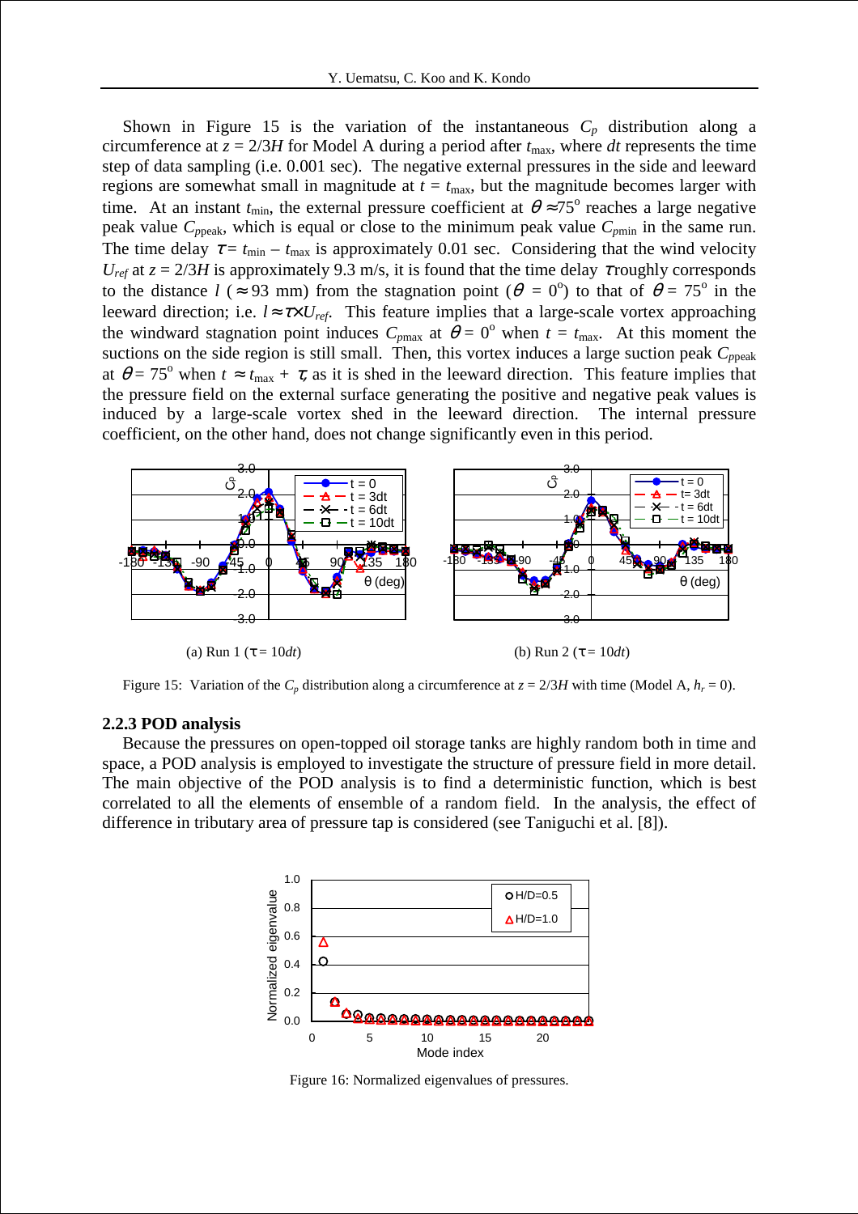Shown in Figure 15 is the variation of the instantaneous $C_p$ distribution along a circumference at $z = 2/3H$ for Model A during a period after $t_{\max}$, where $dt$ represents the time step of data sampling (i.e. 0.001 sec). The negative external pressures in the side and leeward regions are somewhat small in magnitude at $t = t_{\max}$, but the magnitude becomes larger with time. At an instant $t_{\min}$, the external pressure coefficient at $\theta \approx 75^{\circ}$ reaches a large negative peak value $C_{p\text{peak}}$, which is equal or close to the minimum peak value $C_{p\min}$ in the same run. The time delay $\tau = t_{\min} - t_{\max}$ is approximately 0.01 sec. Considering that the wind velocity $U_{ref}$ at $z = 2/3H$ is approximately 9.3 m/s, it is found that the time delay $\tau$ roughly corresponds to the distance $l$ ($\approx 93$ mm) from the stagnation point ($\theta = 0^{\circ}$) to that of $\theta = 75^{\circ}$ in the leeward direction; i.e. $l \approx \tau \times U_{ref}$. This feature implies that a large-scale vortex approaching the windward stagnation point induces $C_{p\max}$ at $\theta = 0^{\circ}$ when $t = t_{\max}$. At this moment the suctions on the side region is still small. Then, this vortex induces a large suction peak $C_{p\text{peak}}$ at $\theta = 75^{\circ}$ when $t \approx t_{\max} + \tau$, as it is shed in the leeward direction. This feature implies that the pressure field on the external surface generating the positive and negative peak values is induced by a large-scale vortex shed in the leeward direction. The internal pressure coefficient, on the other hand, does not change significantly even in this period.

(a) Run 1 ($\tau = 10dt$)

(b) Run 2 ($\tau = 10dt$)

Figure 15: Variation of the $C_p$ distribution along a circumference at $z = 2/3H$ with time (Model A, $h_r = 0$).

### 2.2.3 POD analysis

Because the pressures on open-topped oil storage tanks are highly random both in time and space, a POD analysis is employed to investigate the structure of pressure field in more detail. The main objective of the POD analysis is to find a deterministic function, which is best correlated to all the elements of ensemble of a random field. In the analysis, the effect of difference in tributary area of pressure tap is considered (see Taniguchi et al. [8]).

Figure 16: Normalized eigenvalues of pressures.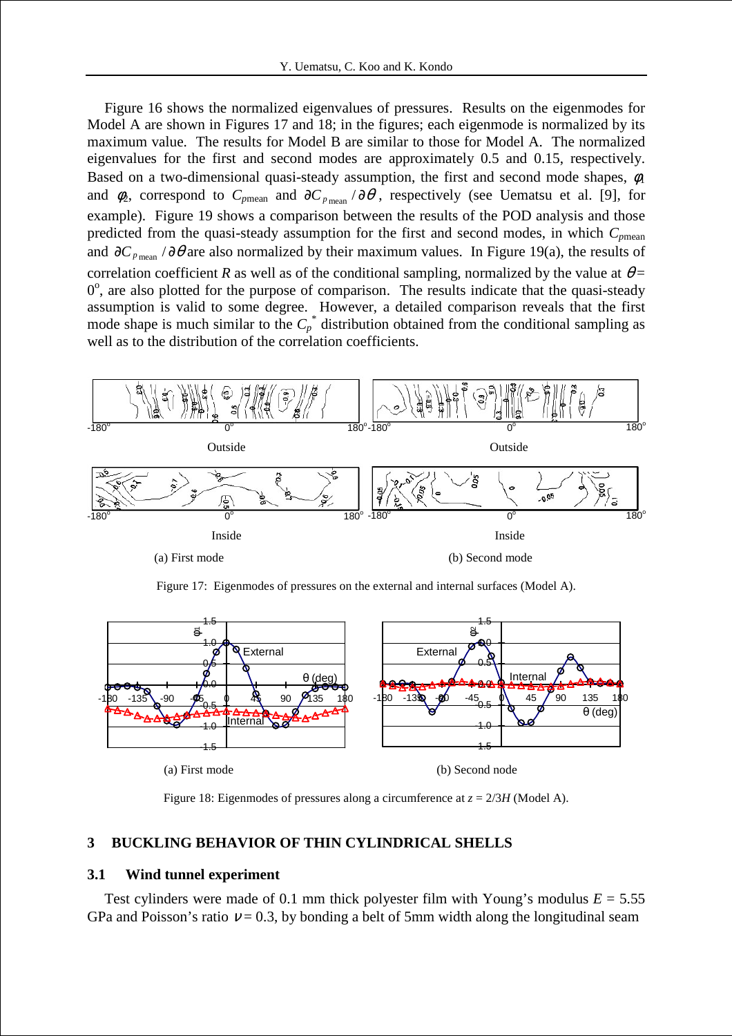Figure 16 shows the normalized eigenvalues of pressures. Results on the eigenmodes for Model A are shown in Figures 17 and 18; in the figures; each eigenmode is normalized by its maximum value. The results for Model B are similar to those for Model A. The normalized eigenvalues for the first and second modes are approximately 0.5 and 0.15, respectively. Based on a two-dimensional quasi-steady assumption, the first and second mode shapes, $\phi_1$ and $\phi_2$, correspond to $C_{p\mathrm{mean}}$ and $\partial C_{p\,\mathrm{mean}}/\partial\theta$, respectively (see Uematsu et al. [9], for example). Figure 19 shows a comparison between the results of the POD analysis and those predicted from the quasi-steady assumption for the first and second modes, in which $C_{p\mathrm{mean}}$ and $\partial C_{p\,\mathrm{mean}}/\partial\theta$ are also normalized by their maximum values. In Figure 19(a), the results of correlation coefficient $R$ as well as of the conditional sampling, normalized by the value at $\theta = 0^{\circ}$, are also plotted for the purpose of comparison. The results indicate that the quasi-steady assumption is valid to some degree. However, a detailed comparison reveals that the first mode shape is much similar to the $C_p^*$ distribution obtained from the conditional sampling as well as to the distribution of the correlation coefficients.

(a) First mode (b) Second mode

Figure 17: Eigenmodes of pressures on the external and internal surfaces (Model A).

(a) First mode (b) Second node

Figure 18: Eigenmodes of pressures along a circumference at $z = 2/3H$ (Model A).

## 3 BUCKLING BEHAVIOR OF THIN CYLINDRICAL SHELLS

### 3.1 Wind tunnel experiment

Test cylinders were made of 0.1 mm thick polyester film with Young's modulus $E = 5.55$ GPa and Poisson's ratio $\nu = 0.3$, by bonding a belt of 5mm width along the longitudinal seam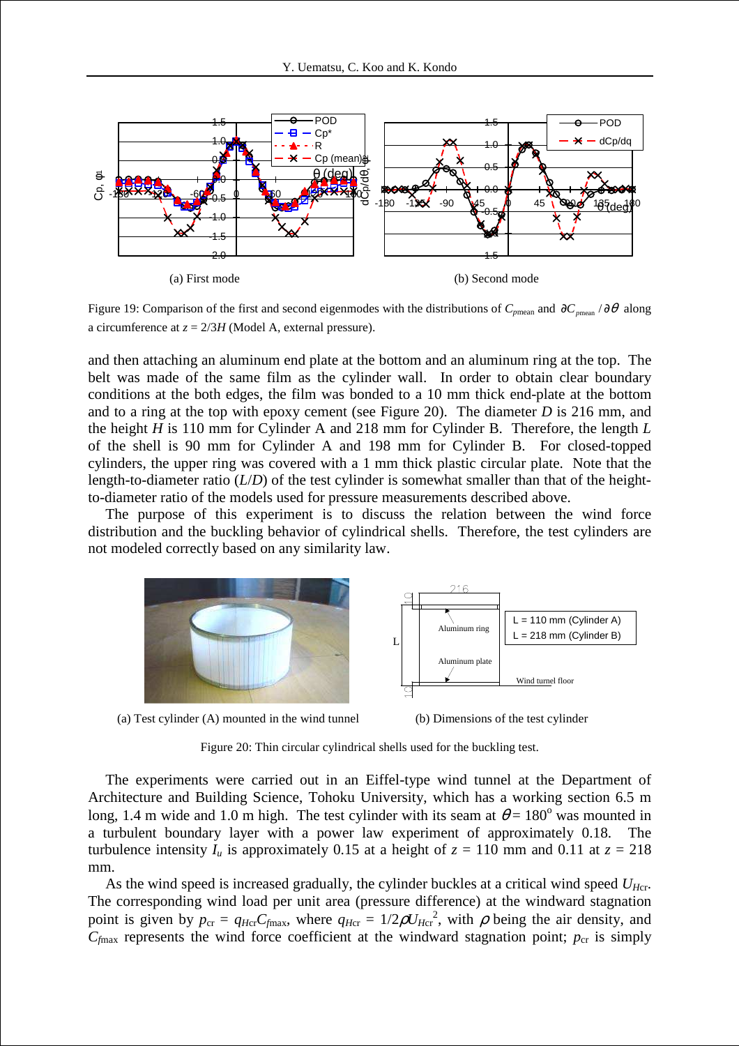(a) First mode

(b) Second mode

Figure 19: Comparison of the first and second eigenmodes with the distributions of $C_{p\text{mean}}$ and $\partial C_{p\text{mean}} / \partial \theta$ along a circumference at $z = 2/3H$ (Model A, external pressure).

and then attaching an aluminum end plate at the bottom and an aluminum ring at the top. The belt was made of the same film as the cylinder wall. In order to obtain clear boundary conditions at the both edges, the film was bonded to a 10 mm thick end-plate at the bottom and to a ring at the top with epoxy cement (see Figure 20). The diameter $D$ is 216 mm, and the height $H$ is 110 mm for Cylinder A and 218 mm for Cylinder B. Therefore, the length $L$ of the shell is 90 mm for Cylinder A and 198 mm for Cylinder B. For closed-topped cylinders, the upper ring was covered with a 1 mm thick plastic circular plate. Note that the length-to-diameter ratio ($L/D$) of the test cylinder is somewhat smaller than that of the height-to-diameter ratio of the models used for pressure measurements described above.

The purpose of this experiment is to discuss the relation between the wind force distribution and the buckling behavior of cylindrical shells. Therefore, the test cylinders are not modeled correctly based on any similarity law.

(a) Test cylinder (A) mounted in the wind tunnel

(b) Dimensions of the test cylinder

Figure 20: Thin circular cylindrical shells used for the buckling test.

The experiments were carried out in an Eiffel-type wind tunnel at the Department of Architecture and Building Science, Tohoku University, which has a working section 6.5 m long, 1.4 m wide and 1.0 m high. The test cylinder with its seam at $\theta = 180^{\circ}$ was mounted in a turbulent boundary layer with a power law experiment of approximately 0.18. The turbulence intensity $I_u$ is approximately 0.15 at a height of $z$ = 110 mm and 0.11 at $z$ = 218 mm.

As the wind speed is increased gradually, the cylinder buckles at a critical wind speed $U_{H\text{cr}}$. The corresponding wind load per unit area (pressure difference) at the windward stagnation point is given by $p_{\text{cr}} = q_{H\text{cr}} C_{f\text{max}}$, where $q_{H\text{cr}} = 1/2 \rho U_{H\text{cr}}^2$, with $\rho$ being the air density, and $C_{f\text{max}}$ represents the wind force coefficient at the windward stagnation point; $p_{\text{cr}}$ is simply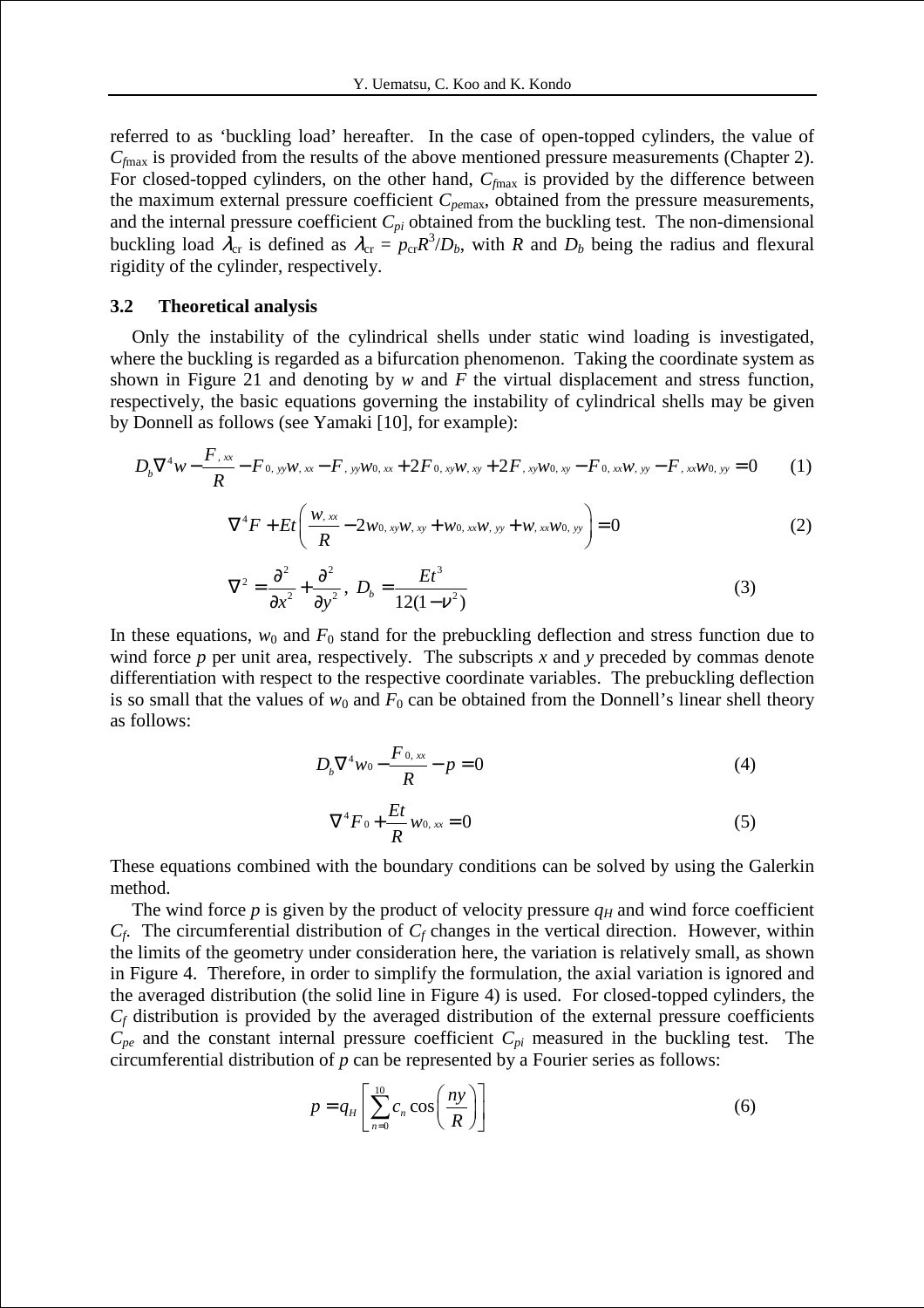referred to as 'buckling load' hereafter. In the case of open-topped cylinders, the value of $C_{f\max}$ is provided from the results of the above mentioned pressure measurements (Chapter 2). For closed-topped cylinders, on the other hand, $C_{f\max}$ is provided by the difference between the maximum external pressure coefficient $C_{pe\max}$, obtained from the pressure measurements, and the internal pressure coefficient $C_{pi}$ obtained from the buckling test. The non-dimensional buckling load $\lambda_{cr}$ is defined as $\lambda_{cr} = p_{cr}R^3/D_b$, with $R$ and $D_b$ being the radius and flexural rigidity of the cylinder, respectively.

### 3.2 Theoretical analysis

Only the instability of the cylindrical shells under static wind loading is investigated, where the buckling is regarded as a bifurcation phenomenon. Taking the coordinate system as shown in Figure 21 and denoting by $w$ and $F$ the virtual displacement and stress function, respectively, the basic equations governing the instability of cylindrical shells may be given by Donnell as follows (see Yamaki [10], for example):

$$D_b \nabla^4 w - \frac{F_{,xx}}{R} - F_{0,yy}w_{,xx} - F_{,yy}w_{0,xx} + 2F_{0,xy}w_{,xy} + 2F_{,xy}w_{0,xy} - F_{0,xx}w_{,yy} - F_{,xx}w_{0,yy} = 0 \qquad (1)$$

$$\nabla^4 F + Et\left(\frac{w_{,xx}}{R} - 2w_{0,xy}w_{,xy} + w_{0,xx}w_{,yy} + w_{,xx}w_{0,yy}\right) = 0 \qquad (2)$$

$$\nabla^2 = \frac{\partial^2}{\partial x^2} + \frac{\partial^2}{\partial y^2}, \; D_b = \frac{Et^3}{12(1-\nu^2)} \qquad (3)$$

In these equations, $w_0$ and $F_0$ stand for the prebuckling deflection and stress function due to wind force $p$ per unit area, respectively. The subscripts $x$ and $y$ preceded by commas denote differentiation with respect to the respective coordinate variables. The prebuckling deflection is so small that the values of $w_0$ and $F_0$ can be obtained from the Donnell's linear shell theory as follows:

$$D_b \nabla^4 w_0 - \frac{F_{0,xx}}{R} - p = 0 \qquad (4)$$

$$\nabla^4 F_0 + \frac{Et}{R} w_{0,xx} = 0 \qquad (5)$$

These equations combined with the boundary conditions can be solved by using the Galerkin method.

The wind force $p$ is given by the product of velocity pressure $q_H$ and wind force coefficient $C_f$. The circumferential distribution of $C_f$ changes in the vertical direction. However, within the limits of the geometry under consideration here, the variation is relatively small, as shown in Figure 4. Therefore, in order to simplify the formulation, the axial variation is ignored and the averaged distribution (the solid line in Figure 4) is used. For closed-topped cylinders, the $C_f$ distribution is provided by the averaged distribution of the external pressure coefficients $C_{pe}$ and the constant internal pressure coefficient $C_{pi}$ measured in the buckling test. The circumferential distribution of $p$ can be represented by a Fourier series as follows:

$$p = q_H\left[\sum_{n=0}^{10} c_n \cos\left(\frac{ny}{R}\right)\right] \qquad (6)$$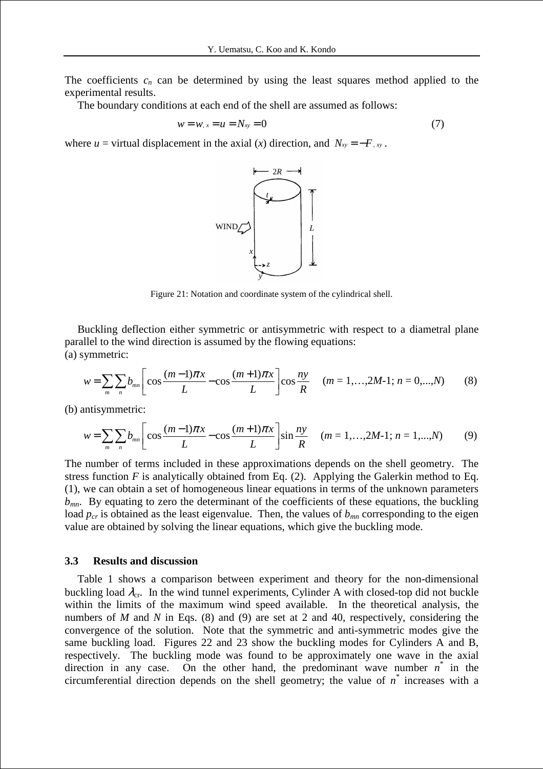The coefficients $c_n$ can be determined by using the least squares method applied to the experimental results.

The boundary conditions at each end of the shell are assumed as follows:

$$w = w_{,x} = u = N_{xy} = 0 \tag{7}$$

where $u$ = virtual displacement in the axial ($x$) direction, and $N_{xy} = -F_{,xy}$.

Figure 21: Notation and coordinate system of the cylindrical shell.

Buckling deflection either symmetric or antisymmetric with respect to a diametral plane parallel to the wind direction is assumed by the flowing equations:

(a) symmetric:

$$w = \sum_m \sum_n b_{mn} \left[ \cos\frac{(m-1)\pi x}{L} - \cos\frac{(m+1)\pi x}{L} \right] \cos\frac{ny}{R} \quad (m = 1,\ldots,2M\text{-}1;\ n = 0,\ldots,N) \tag{8}$$

(b) antisymmetric:

$$w = \sum_m \sum_n b_{mn} \left[ \cos\frac{(m-1)\pi x}{L} - \cos\frac{(m+1)\pi x}{L} \right] \sin\frac{ny}{R} \quad (m = 1,\ldots,2M\text{-}1;\ n = 1,\ldots,N) \tag{9}$$

The number of terms included in these approximations depends on the shell geometry. The stress function $F$ is analytically obtained from Eq. (2). Applying the Galerkin method to Eq. (1), we can obtain a set of homogeneous linear equations in terms of the unknown parameters $b_{mn}$. By equating to zero the determinant of the coefficients of these equations, the buckling load $p_{cr}$ is obtained as the least eigenvalue. Then, the values of $b_{mn}$ corresponding to the eigen value are obtained by solving the linear equations, which give the buckling mode.

### 3.3 Results and discussion

Table 1 shows a comparison between experiment and theory for the non-dimensional buckling load $\lambda_{cr}$. In the wind tunnel experiments, Cylinder A with closed-top did not buckle within the limits of the maximum wind speed available. In the theoretical analysis, the numbers of $M$ and $N$ in Eqs. (8) and (9) are set at 2 and 40, respectively, considering the convergence of the solution. Note that the symmetric and anti-symmetric modes give the same buckling load. Figures 22 and 23 show the buckling modes for Cylinders A and B, respectively. The buckling mode was found to be approximately one wave in the axial direction in any case. On the other hand, the predominant wave number $n^*$ in the circumferential direction depends on the shell geometry; the value of $n^*$ increases with a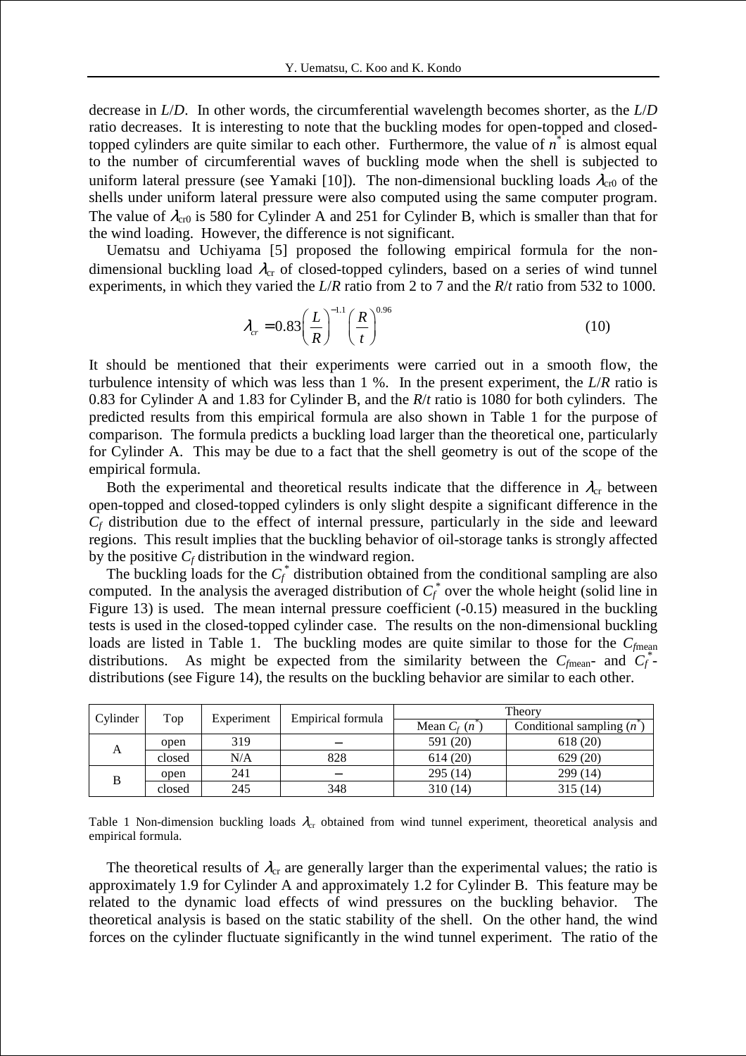decrease in $L/D$. In other words, the circumferential wavelength becomes shorter, as the $L/D$ ratio decreases. It is interesting to note that the buckling modes for open-topped and closed-topped cylinders are quite similar to each other. Furthermore, the value of $n^*$ is almost equal to the number of circumferential waves of buckling mode when the shell is subjected to uniform lateral pressure (see Yamaki [10]). The non-dimensional buckling loads $\lambda_{cr0}$ of the shells under uniform lateral pressure were also computed using the same computer program. The value of $\lambda_{cr0}$ is 580 for Cylinder A and 251 for Cylinder B, which is smaller than that for the wind loading. However, the difference is not significant.

Uematsu and Uchiyama [5] proposed the following empirical formula for the non-dimensional buckling load $\lambda_{cr}$ of closed-topped cylinders, based on a series of wind tunnel experiments, in which they varied the $L/R$ ratio from 2 to 7 and the $R/t$ ratio from 532 to 1000.

$$\lambda_{cr} = 0.83\left(\frac{L}{R}\right)^{-1.1}\left(\frac{R}{t}\right)^{0.96} \tag{10}$$

It should be mentioned that their experiments were carried out in a smooth flow, the turbulence intensity of which was less than 1 %. In the present experiment, the $L/R$ ratio is 0.83 for Cylinder A and 1.83 for Cylinder B, and the $R/t$ ratio is 1080 for both cylinders. The predicted results from this empirical formula are also shown in Table 1 for the purpose of comparison. The formula predicts a buckling load larger than the theoretical one, particularly for Cylinder A. This may be due to a fact that the shell geometry is out of the scope of the empirical formula.

Both the experimental and theoretical results indicate that the difference in $\lambda_{cr}$ between open-topped and closed-topped cylinders is only slight despite a significant difference in the $C_f$ distribution due to the effect of internal pressure, particularly in the side and leeward regions. This result implies that the buckling behavior of oil-storage tanks is strongly affected by the positive $C_f$ distribution in the windward region.

The buckling loads for the $C_f^*$ distribution obtained from the conditional sampling are also computed. In the analysis the averaged distribution of $C_f^*$ over the whole height (solid line in Figure 13) is used. The mean internal pressure coefficient (-0.15) measured in the buckling tests is used in the closed-topped cylinder case. The results on the non-dimensional buckling loads are listed in Table 1. The buckling modes are quite similar to those for the $C_{f\text{mean}}$ distributions. As might be expected from the similarity between the $C_{f\text{mean}}$- and $C_f^*$-distributions (see Figure 14), the results on the buckling behavior are similar to each other.

| Cylinder | Top | Experiment | Empirical formula | Theory | |
|---|---|---|---|---|---|
| | | | | Mean $C_f$ ($n^*$) | Conditional sampling ($n^*$) |
| A | open | 319 | – | 591 (20) | 618 (20) |
| | closed | N/A | 828 | 614 (20) | 629 (20) |
| B | open | 241 | – | 295 (14) | 299 (14) |
| | closed | 245 | 348 | 310 (14) | 315 (14) |

Table 1 Non-dimension buckling loads $\lambda_{cr}$ obtained from wind tunnel experiment, theoretical analysis and empirical formula.

The theoretical results of $\lambda_{cr}$ are generally larger than the experimental values; the ratio is approximately 1.9 for Cylinder A and approximately 1.2 for Cylinder B. This feature may be related to the dynamic load effects of wind pressures on the buckling behavior. The theoretical analysis is based on the static stability of the shell. On the other hand, the wind forces on the cylinder fluctuate significantly in the wind tunnel experiment. The ratio of the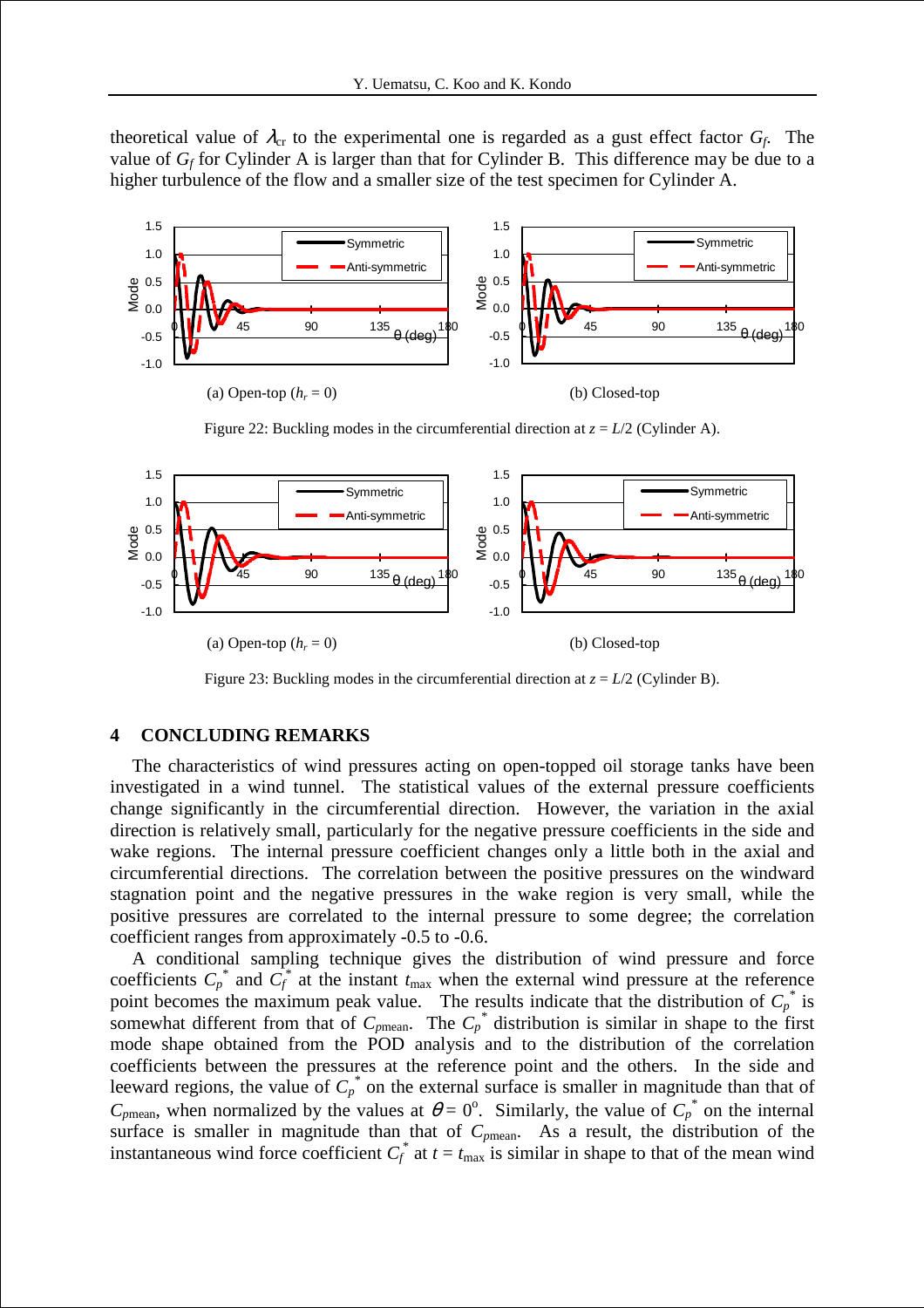theoretical value of $\lambda_{cr}$ to the experimental one is regarded as a gust effect factor $G_f$. The value of $G_f$ for Cylinder A is larger than that for Cylinder B. This difference may be due to a higher turbulence of the flow and a smaller size of the test specimen for Cylinder A.

(a) Open-top ($h_r = 0$)

(b) Closed-top

Figure 22: Buckling modes in the circumferential direction at $z = L/2$ (Cylinder A).

(a) Open-top ($h_r = 0$)

(b) Closed-top

Figure 23: Buckling modes in the circumferential direction at $z = L/2$ (Cylinder B).

## 4 CONCLUDING REMARKS

The characteristics of wind pressures acting on open-topped oil storage tanks have been investigated in a wind tunnel. The statistical values of the external pressure coefficients change significantly in the circumferential direction. However, the variation in the axial direction is relatively small, particularly for the negative pressure coefficients in the side and wake regions. The internal pressure coefficient changes only a little both in the axial and circumferential directions. The correlation between the positive pressures on the windward stagnation point and the negative pressures in the wake region is very small, while the positive pressures are correlated to the internal pressure to some degree; the correlation coefficient ranges from approximately -0.5 to -0.6.

A conditional sampling technique gives the distribution of wind pressure and force coefficients $C_p^*$ and $C_f^*$ at the instant $t_{\max}$ when the external wind pressure at the reference point becomes the maximum peak value. The results indicate that the distribution of $C_p^*$ is somewhat different from that of $C_{p\text{mean}}$. The $C_p^*$ distribution is similar in shape to the first mode shape obtained from the POD analysis and to the distribution of the correlation coefficients between the pressures at the reference point and the others. In the side and leeward regions, the value of $C_p^*$ on the external surface is smaller in magnitude than that of $C_{p\text{mean}}$, when normalized by the values at $\theta = 0^{\circ}$. Similarly, the value of $C_p^*$ on the internal surface is smaller in magnitude than that of $C_{p\text{mean}}$. As a result, the distribution of the instantaneous wind force coefficient $C_f^*$ at $t = t_{\max}$ is similar in shape to that of the mean wind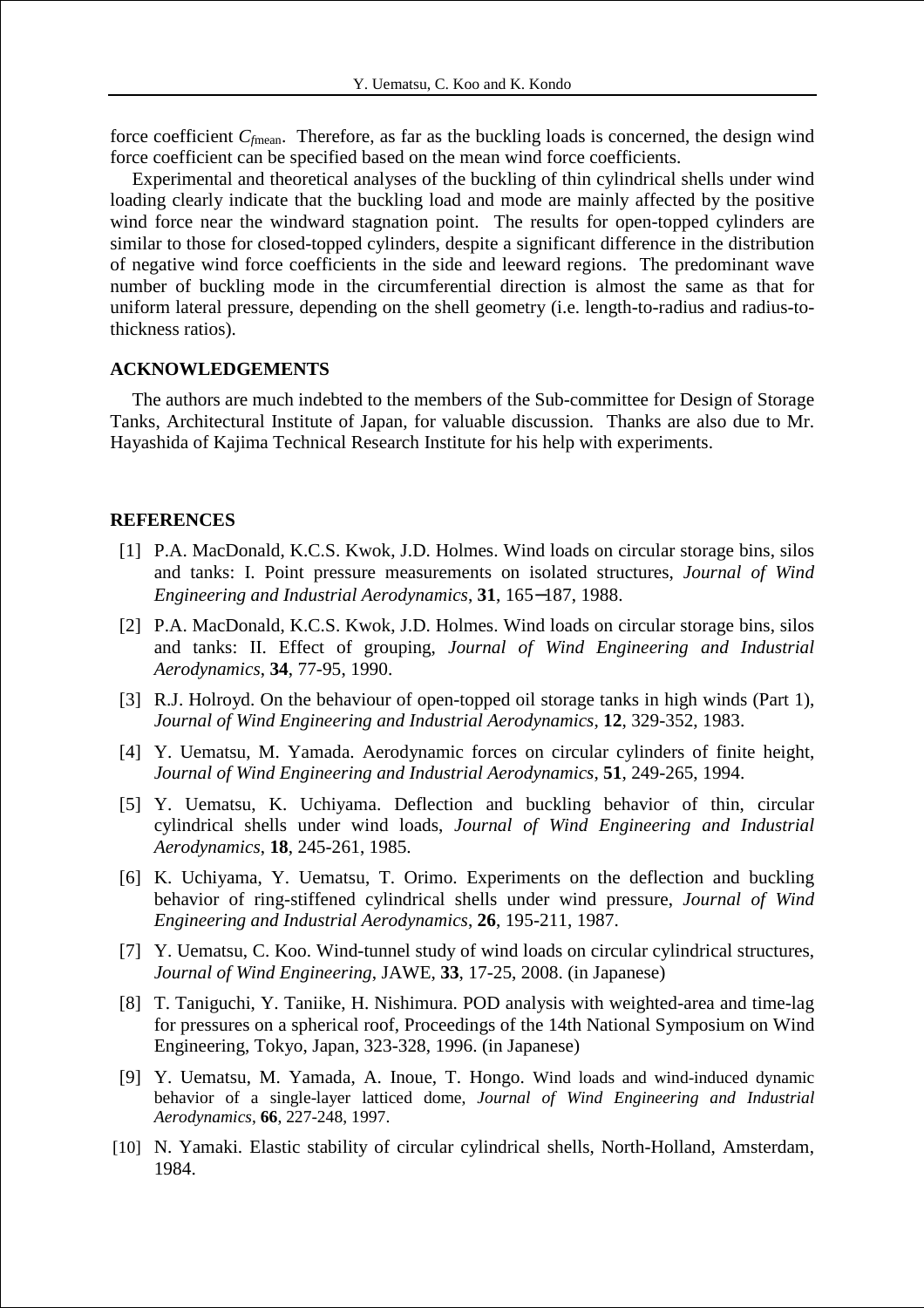force coefficient $C_{f\mathrm{mean}}$. Therefore, as far as the buckling loads is concerned, the design wind force coefficient can be specified based on the mean wind force coefficients.

Experimental and theoretical analyses of the buckling of thin cylindrical shells under wind loading clearly indicate that the buckling load and mode are mainly affected by the positive wind force near the windward stagnation point. The results for open-topped cylinders are similar to those for closed-topped cylinders, despite a significant difference in the distribution of negative wind force coefficients in the side and leeward regions. The predominant wave number of buckling mode in the circumferential direction is almost the same as that for uniform lateral pressure, depending on the shell geometry (i.e. length-to-radius and radius-to-thickness ratios).

## ACKNOWLEDGEMENTS

The authors are much indebted to the members of the Sub-committee for Design of Storage Tanks, Architectural Institute of Japan, for valuable discussion. Thanks are also due to Mr. Hayashida of Kajima Technical Research Institute for his help with experiments.

## REFERENCES

[1] P.A. MacDonald, K.C.S. Kwok, J.D. Holmes. Wind loads on circular storage bins, silos and tanks: I. Point pressure measurements on isolated structures, *Journal of Wind Engineering and Industrial Aerodynamics*, **31**, 165–187, 1988.

[2] P.A. MacDonald, K.C.S. Kwok, J.D. Holmes. Wind loads on circular storage bins, silos and tanks: II. Effect of grouping, *Journal of Wind Engineering and Industrial Aerodynamics*, **34**, 77-95, 1990.

[3] R.J. Holroyd. On the behaviour of open-topped oil storage tanks in high winds (Part 1), *Journal of Wind Engineering and Industrial Aerodynamics*, **12**, 329-352, 1983.

[4] Y. Uematsu, M. Yamada. Aerodynamic forces on circular cylinders of finite height, *Journal of Wind Engineering and Industrial Aerodynamics*, **51**, 249-265, 1994.

[5] Y. Uematsu, K. Uchiyama. Deflection and buckling behavior of thin, circular cylindrical shells under wind loads, *Journal of Wind Engineering and Industrial Aerodynamics*, **18**, 245-261, 1985.

[6] K. Uchiyama, Y. Uematsu, T. Orimo. Experiments on the deflection and buckling behavior of ring-stiffened cylindrical shells under wind pressure, *Journal of Wind Engineering and Industrial Aerodynamics*, **26**, 195-211, 1987.

[7] Y. Uematsu, C. Koo. Wind-tunnel study of wind loads on circular cylindrical structures, *Journal of Wind Engineering*, JAWE, **33**, 17-25, 2008. (in Japanese)

[8] T. Taniguchi, Y. Taniike, H. Nishimura. POD analysis with weighted-area and time-lag for pressures on a spherical roof, Proceedings of the 14th National Symposium on Wind Engineering, Tokyo, Japan, 323-328, 1996. (in Japanese)

[9] Y. Uematsu, M. Yamada, A. Inoue, T. Hongo. Wind loads and wind-induced dynamic behavior of a single-layer latticed dome, *Journal of Wind Engineering and Industrial Aerodynamics*, **66**, 227-248, 1997.

[10] N. Yamaki. Elastic stability of circular cylindrical shells, North-Holland, Amsterdam, 1984.